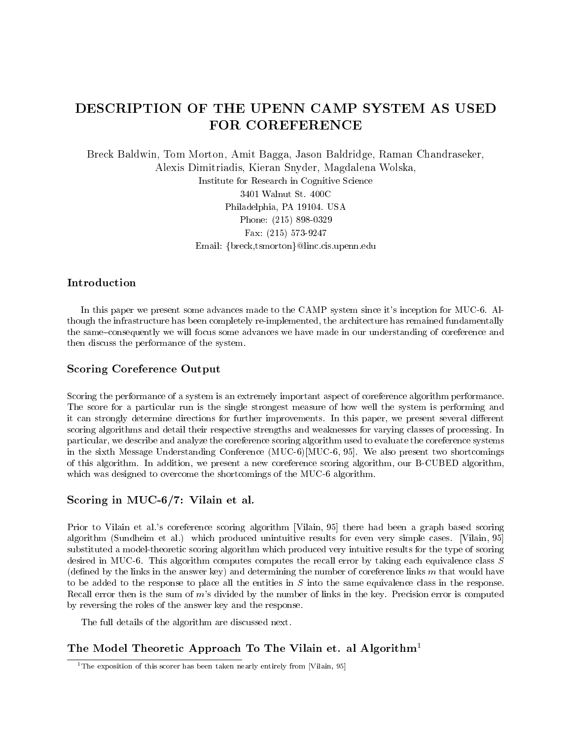// Rebuilt from the attached image
# DESCRIPTION OF THE UPENN CAMP SYSTEM AS USED FOR COREFERENCE

Breck Baldwin, Tom Morton, Amit Bagga, Jason Baldridge, Raman Chandraseker, Alexis Dimitriadis, Kieran Snyder, Magdalena Wolska,

Institute for Research in Cognitive Science
3401 Walnut St. 400C
Philadelphia, PA 19104. USA
Phone: (215) 898-0329
Fax: (215) 573-9247
Email: {breck,tsmorton}@linc.cis.upenn.edu

## Introduction

In this paper we present some advances made to the CAMP system since it's inception for MUC-6. Although the infrastructure has been completely re-implemented, the architecture has remained fundamentally the same–consequently we will focus some advances we have made in our understanding of coreference and then discuss the performance of the system.

## Scoring Coreference Output

Scoring the performance of a system is an extremely important aspect of coreference algorithm performance. The score for a particular run is the single strongest measure of how well the system is performing and it can strongly determine directions for further improvements. In this paper, we present several different scoring algorithms and detail their respective strengths and weaknesses for varying classes of processing. In particular, we describe and analyze the coreference scoring algorithm used to evaluate the coreference systems in the sixth Message Understanding Conference (MUC-6)[MUC-6, 95]. We also present two shortcomings of this algorithm. In addition, we present a new coreference scoring algorithm, our B-CUBED algorithm, which was designed to overcome the shortcomings of the MUC-6 algorithm.

## Scoring in MUC-6/7: Vilain et al.

Prior to Vilain et al.'s coreference scoring algorithm [Vilain, 95] there had been a graph based scoring algorithm (Sundheim et al.) which produced unintuitive results for even very simple cases. [Vilain, 95] substituted a model-theoretic scoring algorithm which produced very intuitive results for the type of scoring desired in MUC-6. This algorithm computes computes the recall error by taking each equivalence class $S$ (defined by the links in the answer key) and determining the number of coreference links $m$ that would have to be added to the response to place all the entities in $S$ into the same equivalence class in the response. Recall error then is the sum of $m$'s divided by the number of links in the key. Precision error is computed by reversing the roles of the answer key and the response.

The full details of the algorithm are discussed next.

## The Model Theoretic Approach To The Vilain et. al Algorithm[1]

[1] The exposition of this scorer has been taken nearly entirely from [Vilain, 95]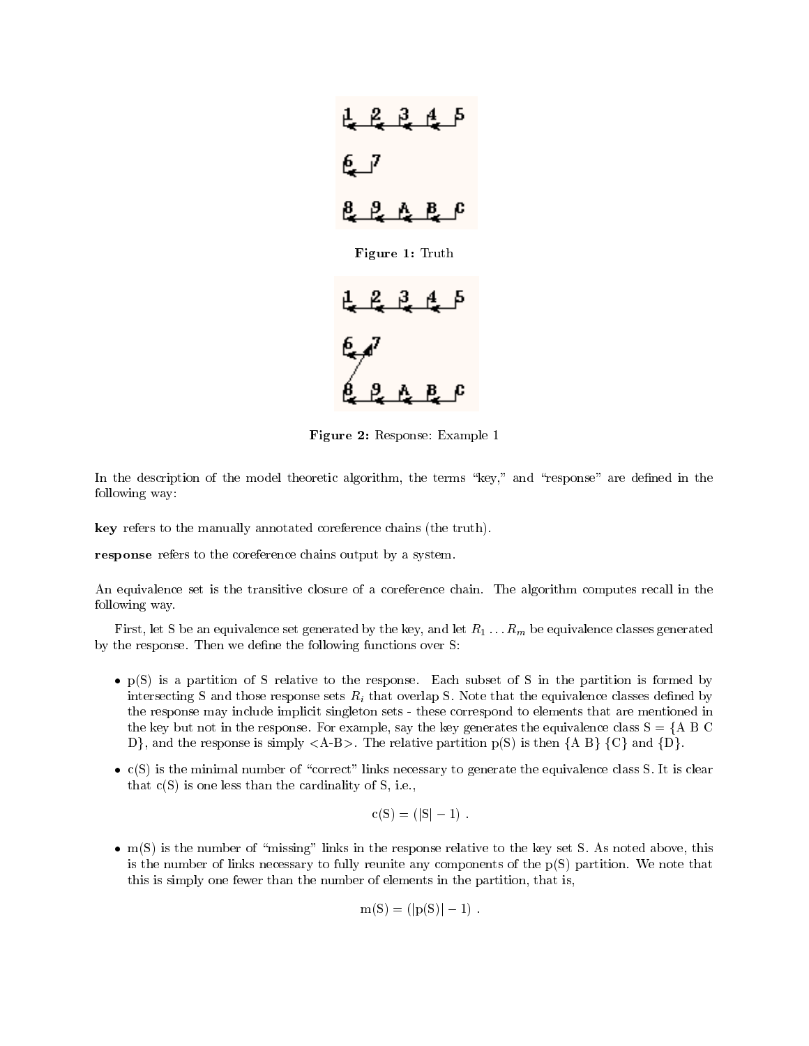Figure 1: Truth

Figure 2: Response: Example 1

In the description of the model theoretic algorithm, the terms "key," and "response" are defined in the following way:

**key** refers to the manually annotated coreference chains (the truth).

**response** refers to the coreference chains output by a system.

An equivalence set is the transitive closure of a coreference chain. The algorithm computes recall in the following way.

First, let S be an equivalence set generated by the key, and let $R_1 \ldots R_m$ be equivalence classes generated by the response. Then we define the following functions over S:

- p(S) is a partition of S relative to the response. Each subset of S in the partition is formed by intersecting S and those response sets $R_i$ that overlap S. Note that the equivalence classes defined by the response may include implicit singleton sets - these correspond to elements that are mentioned in the key but not in the response. For example, say the key generates the equivalence class S = {A B C D}, and the response is simply <A-B>. The relative partition p(S) is then {A B} {C} and {D}.

- c(S) is the minimal number of "correct" links necessary to generate the equivalence class S. It is clear that c(S) is one less than the cardinality of S, i.e.,

$$\mathrm{c(S)} = (|\mathrm{S}| - 1) \ .$$

- m(S) is the number of "missing" links in the response relative to the key set S. As noted above, this is the number of links necessary to fully reunite any components of the p(S) partition. We note that this is simply one fewer than the number of elements in the partition, that is,

$$\mathrm{m(S)} = (|\mathrm{p(S)}| - 1) \ .$$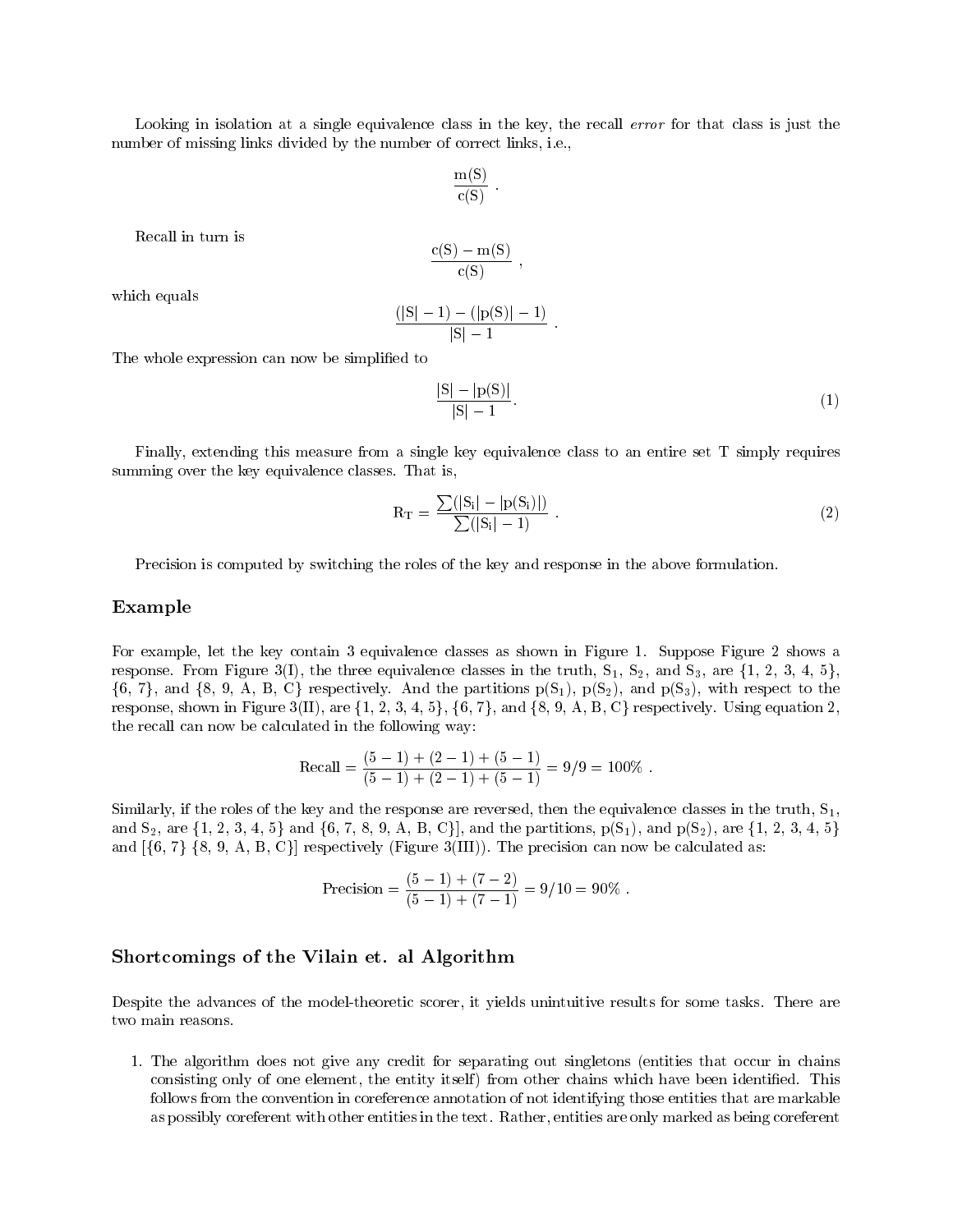Looking in isolation at a single equivalence class in the key, the recall *error* for that class is just the number of missing links divided by the number of correct links, i.e.,

$$\frac{\mathrm{m(S)}}{\mathrm{c(S)}} .$$

Recall in turn is

$$\frac{\mathrm{c(S)} - \mathrm{m(S)}}{\mathrm{c(S)}} ,$$

which equals

$$\frac{(|\mathrm{S}| - 1) - (|\mathrm{p(S)}| - 1)}{|\mathrm{S}| - 1} .$$

The whole expression can now be simplified to

$$\frac{|\mathrm{S}| - |\mathrm{p(S)}|}{|\mathrm{S}| - 1}. \tag{1}$$

Finally, extending this measure from a single key equivalence class to an entire set T simply requires summing over the key equivalence classes. That is,

$$\mathrm{R_T} = \frac{\sum(|\mathrm{S_i}| - |\mathrm{p(S_i)}|)}{\sum(|\mathrm{S_i}| - 1)} . \tag{2}$$

Precision is computed by switching the roles of the key and response in the above formulation.

## Example

For example, let the key contain 3 equivalence classes as shown in Figure 1. Suppose Figure 2 shows a response. From Figure 3(I), the three equivalence classes in the truth, $\mathrm{S_1}$, $\mathrm{S_2}$, and $\mathrm{S_3}$, are {1, 2, 3, 4, 5}, {6, 7}, and {8, 9, A, B, C} respectively. And the partitions $\mathrm{p(S_1)}$, $\mathrm{p(S_2)}$, and $\mathrm{p(S_3)}$, with respect to the response, shown in Figure 3(II), are {1, 2, 3, 4, 5}, {6, 7}, and {8, 9, A, B, C} respectively. Using equation 2, the recall can now be calculated in the following way:

$$\text{Recall} = \frac{(5-1) + (2-1) + (5-1)}{(5-1) + (2-1) + (5-1)} = 9/9 = 100\% .$$

Similarly, if the roles of the key and the response are reversed, then the equivalence classes in the truth, $\mathrm{S_1}$, and $\mathrm{S_2}$, are {1, 2, 3, 4, 5} and {6, 7, 8, 9, A, B, C}], and the partitions, $\mathrm{p(S_1)}$, and $\mathrm{p(S_2)}$, are {1, 2, 3, 4, 5} and [{6, 7} {8, 9, A, B, C}] respectively (Figure 3(III)). The precision can now be calculated as:

$$\text{Precision} = \frac{(5-1) + (7-2)}{(5-1) + (7-1)} = 9/10 = 90\% .$$

## Shortcomings of the Vilain et. al Algorithm

Despite the advances of the model-theoretic scorer, it yields unintuitive results for some tasks. There are two main reasons.

1. The algorithm does not give any credit for separating out singletons (entities that occur in chains consisting only of one element, the entity itself) from other chains which have been identified. This follows from the convention in coreference annotation of not identifying those entities that are markable as possibly coreferent with other entities in the text. Rather, entities are only marked as being coreferent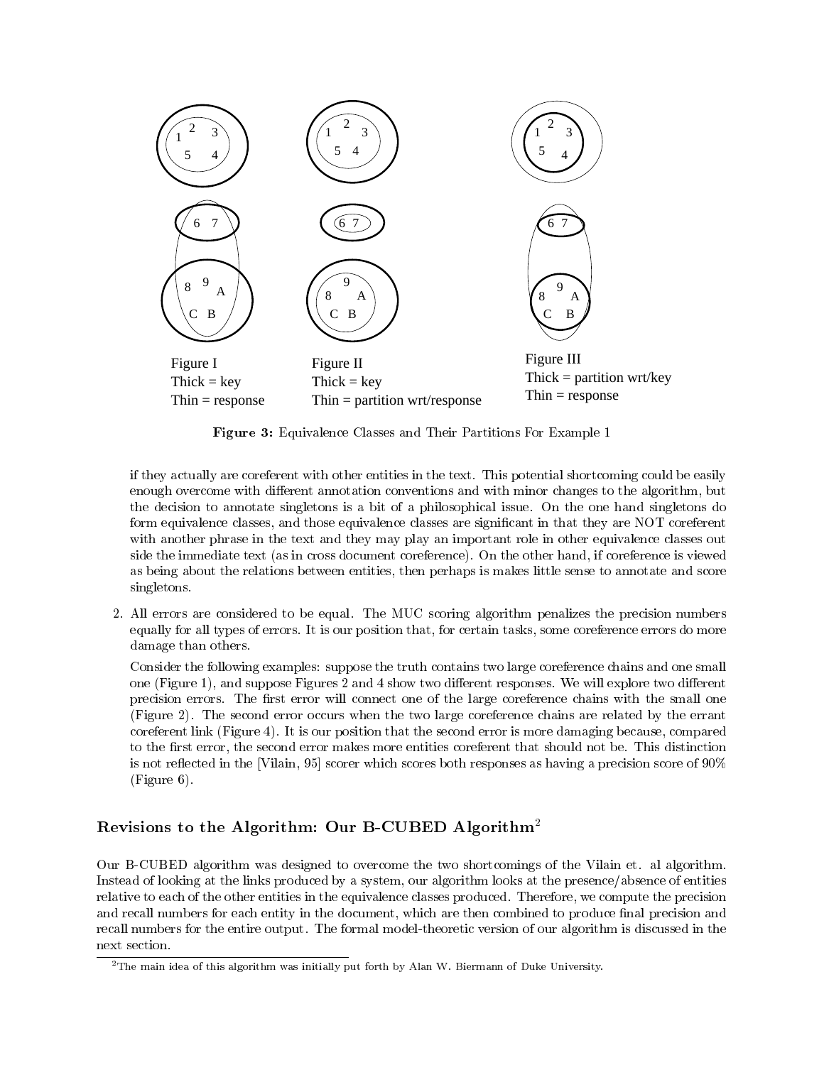Figure I
Thick = key
Thin = response

Figure II
Thick = key
Thin = partition wrt/response

Figure III
Thick = partition wrt/key
Thin = response

**Figure 3:** Equivalence Classes and Their Partitions For Example 1

if they actually are coreferent with other entities in the text. This potential shortcoming could be easily enough overcome with different annotation conventions and with minor changes to the algorithm, but the decision to annotate singletons is a bit of a philosophical issue. On the one hand singletons do form equivalence classes, and those equivalence classes are significant in that they are NOT coreferent with another phrase in the text and they may play an important role in other equivalence classes out side the immediate text (as in cross document coreference). On the other hand, if coreference is viewed as being about the relations between entities, then perhaps is makes little sense to annotate and score singletons.

2. All errors are considered to be equal. The MUC scoring algorithm penalizes the precision numbers equally for all types of errors. It is our position that, for certain tasks, some coreference errors do more damage than others.

   Consider the following examples: suppose the truth contains two large coreference chains and one small one (Figure 1), and suppose Figures 2 and 4 show two different responses. We will explore two different precision errors. The first error will connect one of the large coreference chains with the small one (Figure 2). The second error occurs when the two large coreference chains are related by the errant coreferent link (Figure 4). It is our position that the second error is more damaging because, compared to the first error, the second error makes more entities coreferent that should not be. This distinction is not reflected in the [Vilain, 95] scorer which scores both responses as having a precision score of 90% (Figure 6).

## Revisions to the Algorithm: Our B-CUBED Algorithm[2]

Our B-CUBED algorithm was designed to overcome the two shortcomings of the Vilain et. al algorithm. Instead of looking at the links produced by a system, our algorithm looks at the presence/absence of entities relative to each of the other entities in the equivalence classes produced. Therefore, we compute the precision and recall numbers for each entity in the document, which are then combined to produce final precision and recall numbers for the entire output. The formal model-theoretic version of our algorithm is discussed in the next section.

[2] The main idea of this algorithm was initially put forth by Alan W. Biermann of Duke University.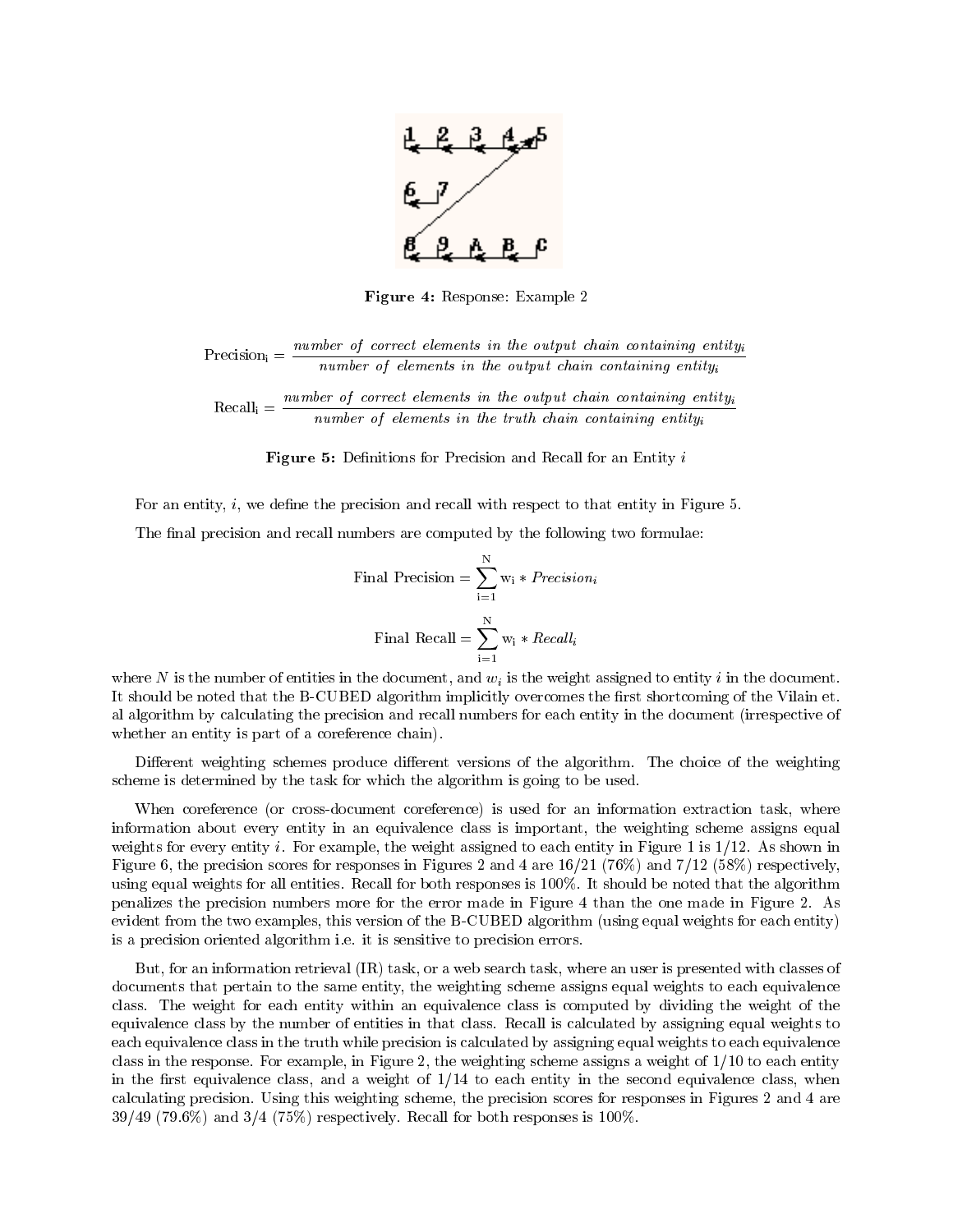**Figure 4:** Response: Example 2

$$\text{Precision}_\text{i} = \frac{\textit{number of correct elements in the output chain containing entity}_i}{\textit{number of elements in the output chain containing entity}_i}$$

$$\text{Recall}_\text{i} = \frac{\textit{number of correct elements in the output chain containing entity}_i}{\textit{number of elements in the truth chain containing entity}_i}$$

**Figure 5:** Definitions for Precision and Recall for an Entity $i$

For an entity, $i$, we define the precision and recall with respect to that entity in Figure 5.

The final precision and recall numbers are computed by the following two formulae:

$$\text{Final Precision} = \sum_{\text{i}=1}^{\text{N}} \text{w}_\text{i} * \textit{Precision}_i$$

$$\text{Final Recall} = \sum_{\text{i}=1}^{\text{N}} \text{w}_\text{i} * \textit{Recall}_i$$

where $N$ is the number of entities in the document, and $w_i$ is the weight assigned to entity $i$ in the document. It should be noted that the B-CUBED algorithm implicitly overcomes the first shortcoming of the Vilain et. al algorithm by calculating the precision and recall numbers for each entity in the document (irrespective of whether an entity is part of a coreference chain).

Different weighting schemes produce different versions of the algorithm. The choice of the weighting scheme is determined by the task for which the algorithm is going to be used.

When coreference (or cross-document coreference) is used for an information extraction task, where information about every entity in an equivalence class is important, the weighting scheme assigns equal weights for every entity $i$. For example, the weight assigned to each entity in Figure 1 is 1/12. As shown in Figure 6, the precision scores for responses in Figures 2 and 4 are 16/21 (76%) and 7/12 (58%) respectively, using equal weights for all entities. Recall for both responses is 100%. It should be noted that the algorithm penalizes the precision numbers more for the error made in Figure 4 than the one made in Figure 2. As evident from the two examples, this version of the B-CUBED algorithm (using equal weights for each entity) is a precision oriented algorithm i.e. it is sensitive to precision errors.

But, for an information retrieval (IR) task, or a web search task, where an user is presented with classes of documents that pertain to the same entity, the weighting scheme assigns equal weights to each equivalence class. The weight for each entity within an equivalence class is computed by dividing the weight of the equivalence class by the number of entities in that class. Recall is calculated by assigning equal weights to each equivalence class in the truth while precision is calculated by assigning equal weights to each equivalence class in the response. For example, in Figure 2, the weighting scheme assigns a weight of 1/10 to each entity in the first equivalence class, and a weight of 1/14 to each entity in the second equivalence class, when calculating precision. Using this weighting scheme, the precision scores for responses in Figures 2 and 4 are 39/49 (79.6%) and 3/4 (75%) respectively. Recall for both responses is 100%.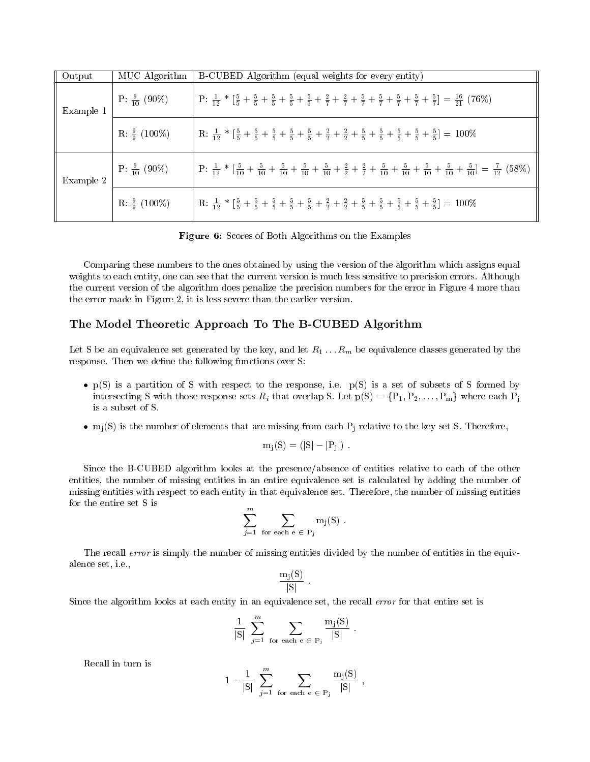| Output | MUC Algorithm | B-CUBED Algorithm (equal weights for every entity) |
|---|---|---|
| Example 1 | P: $\frac{9}{10}$ (90%) | P: $\frac{1}{12} * [\frac{5}{5} + \frac{5}{5} + \frac{5}{5} + \frac{5}{5} + \frac{5}{5} + \frac{2}{7} + \frac{2}{7} + \frac{5}{7} + \frac{5}{7} + \frac{5}{7} + \frac{5}{7} + \frac{5}{7}] = \frac{16}{21}$ (76%) |
| | R: $\frac{9}{9}$ (100%) | R: $\frac{1}{12} * [\frac{5}{5} + \frac{5}{5} + \frac{5}{5} + \frac{5}{5} + \frac{5}{5} + \frac{2}{2} + \frac{2}{2} + \frac{5}{5} + \frac{5}{5} + \frac{5}{5} + \frac{5}{5} + \frac{5}{5}] =$ 100% |
| Example 2 | P: $\frac{9}{10}$ (90%) | P: $\frac{1}{12} * [\frac{5}{10} + \frac{5}{10} + \frac{5}{10} + \frac{5}{10} + \frac{5}{10} + \frac{2}{2} + \frac{2}{2} + \frac{5}{10} + \frac{5}{10} + \frac{5}{10} + \frac{5}{10} + \frac{5}{10}] = \frac{7}{12}$ (58%) |
| | R: $\frac{9}{9}$ (100%) | R: $\frac{1}{12} * [\frac{5}{5} + \frac{5}{5} + \frac{5}{5} + \frac{5}{5} + \frac{5}{5} + \frac{2}{2} + \frac{2}{2} + \frac{5}{5} + \frac{5}{5} + \frac{5}{5} + \frac{5}{5} + \frac{5}{5}] =$ 100% |

**Figure 6:** Scores of Both Algorithms on the Examples

Comparing these numbers to the ones obtained by using the version of the algorithm which assigns equal weights to each entity, one can see that the current version is much less sensitive to precision errors. Although the current version of the algorithm does penalize the precision numbers for the error in Figure 4 more than the error made in Figure 2, it is less severe than the earlier version.

## The Model Theoretic Approach To The B-CUBED Algorithm

Let S be an equivalence set generated by the key, and let $R_1 \ldots R_m$ be equivalence classes generated by the response. Then we define the following functions over S:

- p(S) is a partition of S with respect to the response, i.e. p(S) is a set of subsets of S formed by intersecting S with those response sets $R_i$ that overlap S. Let $\mathrm{p(S)} = \{\mathrm{P_1}, \mathrm{P_2}, \ldots, \mathrm{P_m}\}$ where each $\mathrm{P_j}$ is a subset of S.
- $\mathrm{m_j(S)}$ is the number of elements that are missing from each $\mathrm{P_j}$ relative to the key set S. Therefore,

$$\mathrm{m_j(S)} = (|\mathrm{S}| - |\mathrm{P_j}|) \ .$$

Since the B-CUBED algorithm looks at the presence/absence of entities relative to each of the other entities, the number of missing entities in an entire equivalence set is calculated by adding the number of missing entities with respect to each entity in that equivalence set. Therefore, the number of missing entities for the entire set S is

$$\sum_{j=1}^{m} \sum_{\text{for each e} \in \mathrm{P_j}} \mathrm{m_j(S)} \ .$$

The recall *error* is simply the number of missing entities divided by the number of entities in the equivalence set, i.e.,

$$\frac{\mathrm{m_j(S)}}{|\mathrm{S}|} \ .$$

Since the algorithm looks at each entity in an equivalence set, the recall *error* for that entire set is

$$\frac{1}{|\mathrm{S}|} \sum_{j=1}^{m} \sum_{\text{for each e} \in \mathrm{P_j}} \frac{\mathrm{m_j(S)}}{|\mathrm{S}|} \ .$$

Recall in turn is

$$1 - \frac{1}{|\mathrm{S}|} \sum_{j=1}^{m} \sum_{\text{for each e} \in \mathrm{P_j}} \frac{\mathrm{m_j(S)}}{|\mathrm{S}|} \ ,$$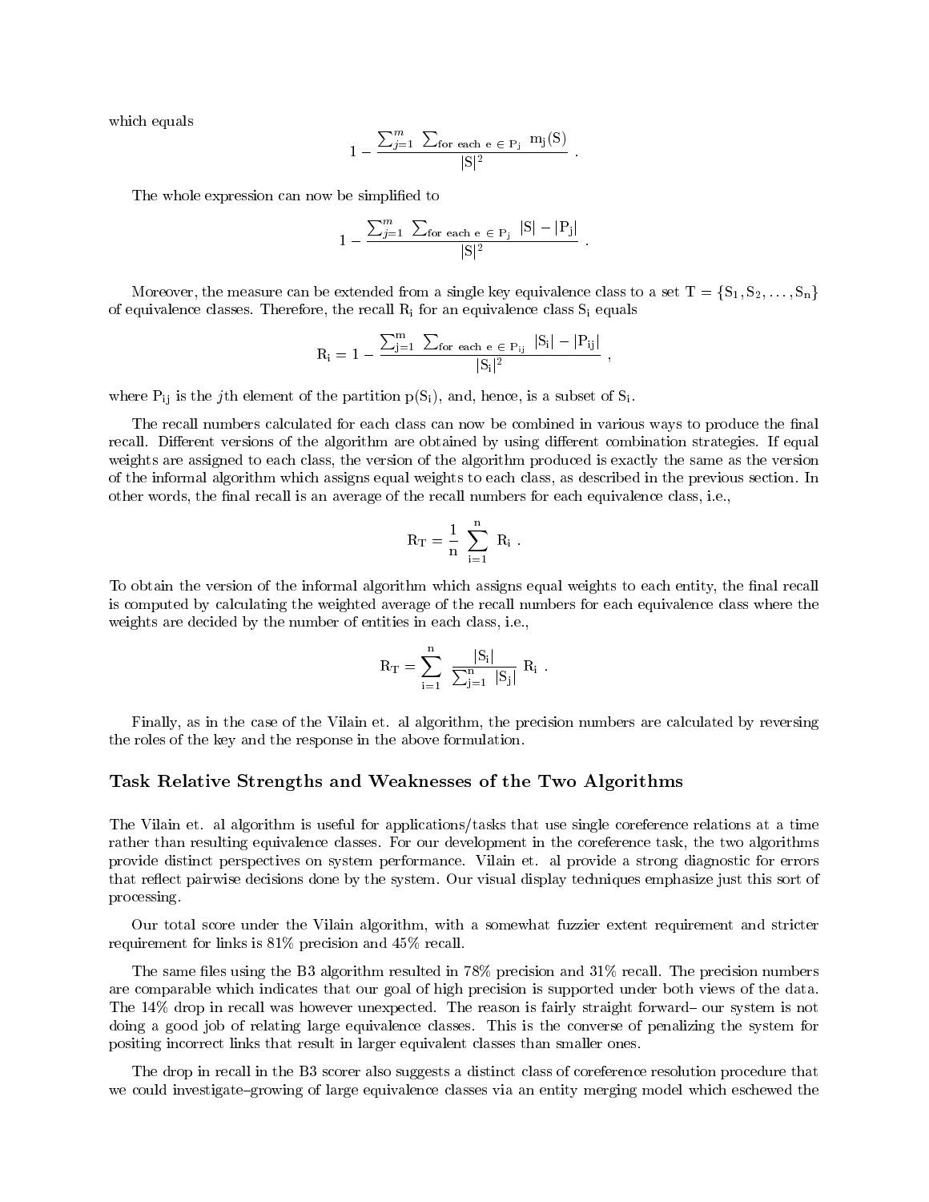which equals

$$1 - \frac{\sum_{j=1}^{m} \sum_{\text{for each } e \in P_j} m_j(S)}{|S|^2} .$$

The whole expression can now be simplified to

$$1 - \frac{\sum_{j=1}^{m} \sum_{\text{for each } e \in P_j} |S| - |P_j|}{|S|^2} .$$

Moreover, the measure can be extended from a single key equivalence class to a set $T = \{S_1, S_2, \ldots, S_n\}$ of equivalence classes. Therefore, the recall $R_i$ for an equivalence class $S_i$ equals

$$R_i = 1 - \frac{\sum_{j=1}^{m} \sum_{\text{for each } e \in P_{ij}} |S_i| - |P_{ij}|}{|S_i|^2} ,$$

where $P_{ij}$ is the $j$th element of the partition $p(S_i)$, and, hence, is a subset of $S_i$.

The recall numbers calculated for each class can now be combined in various ways to produce the final recall. Different versions of the algorithm are obtained by using different combination strategies. If equal weights are assigned to each class, the version of the algorithm produced is exactly the same as the version of the informal algorithm which assigns equal weights to each class, as described in the previous section. In other words, the final recall is an average of the recall numbers for each equivalence class, i.e.,

$$R_T = \frac{1}{n} \sum_{i=1}^{n} R_i .$$

To obtain the version of the informal algorithm which assigns equal weights to each entity, the final recall is computed by calculating the weighted average of the recall numbers for each equivalence class where the weights are decided by the number of entities in each class, i.e.,

$$R_T = \sum_{i=1}^{n} \frac{|S_i|}{\sum_{j=1}^{n} |S_j|} R_i .$$

Finally, as in the case of the Vilain et. al algorithm, the precision numbers are calculated by reversing the roles of the key and the response in the above formulation.

## Task Relative Strengths and Weaknesses of the Two Algorithms

The Vilain et. al algorithm is useful for applications/tasks that use single coreference relations at a time rather than resulting equivalence classes. For our development in the coreference task, the two algorithms provide distinct perspectives on system performance. Vilain et. al provide a strong diagnostic for errors that reflect pairwise decisions done by the system. Our visual display techniques emphasize just this sort of processing.

Our total score under the Vilain algorithm, with a somewhat fuzzier extent requirement and stricter requirement for links is 81% precision and 45% recall.

The same files using the B3 algorithm resulted in 78% precision and 31% recall. The precision numbers are comparable which indicates that our goal of high precision is supported under both views of the data. The 14% drop in recall was however unexpected. The reason is fairly straight forward– our system is not doing a good job of relating large equivalence classes. This is the converse of penalizing the system for positing incorrect links that result in larger equivalent classes than smaller ones.

The drop in recall in the B3 scorer also suggests a distinct class of coreference resolution procedure that we could investigate–growing of large equivalence classes via an entity merging model which eschewed the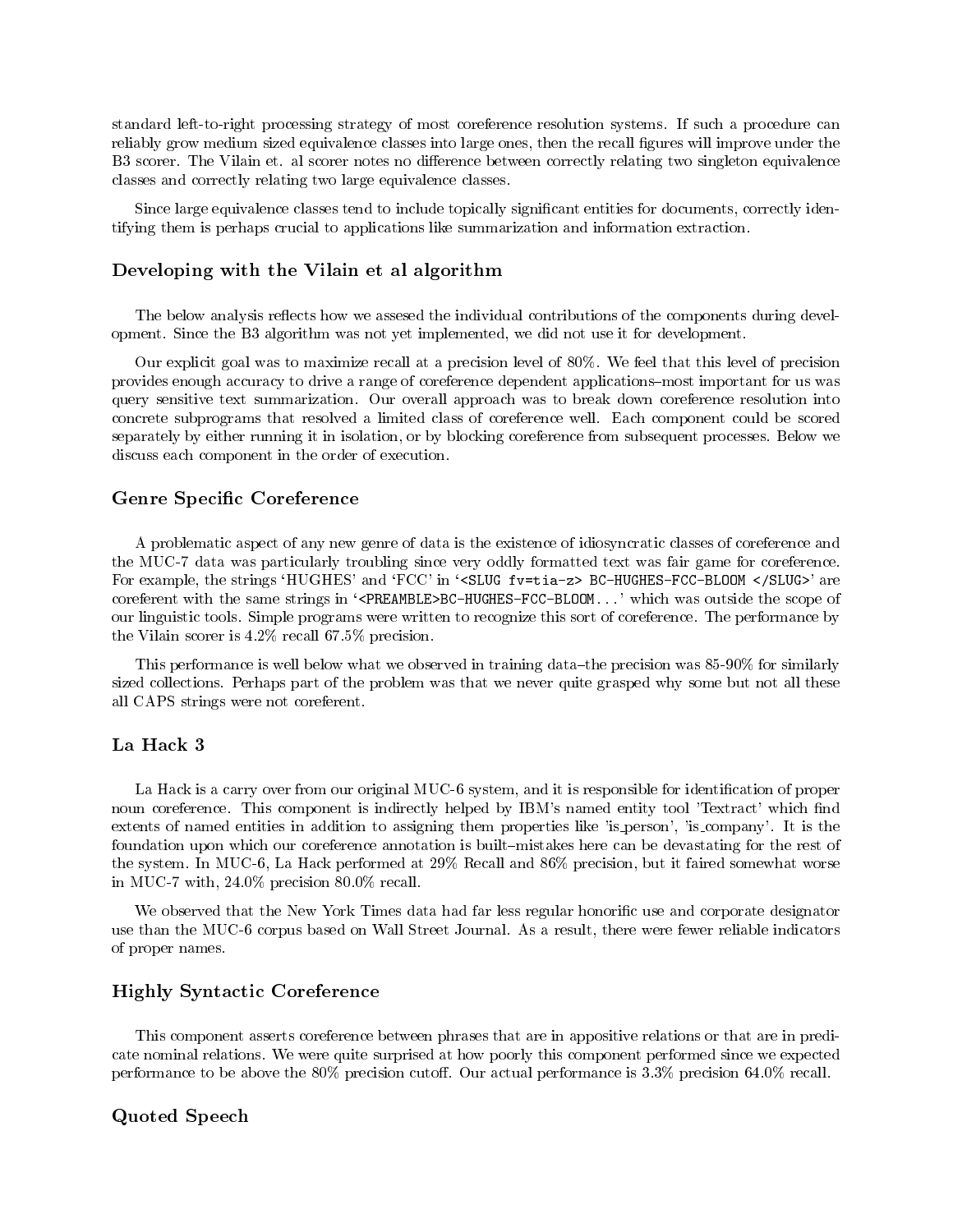standard left-to-right processing strategy of most coreference resolution systems. If such a procedure can reliably grow medium sized equivalence classes into large ones, then the recall figures will improve under the B3 scorer. The Vilain et. al scorer notes no difference between correctly relating two singleton equivalence classes and correctly relating two large equivalence classes.

Since large equivalence classes tend to include topically significant entities for documents, correctly identifying them is perhaps crucial to applications like summarization and information extraction.

### Developing with the Vilain et al algorithm

The below analysis reflects how we assesed the individual contributions of the components during development. Since the B3 algorithm was not yet implemented, we did not use it for development.

Our explicit goal was to maximize recall at a precision level of 80%. We feel that this level of precision provides enough accuracy to drive a range of coreference dependent applications–most important for us was query sensitive text summarization. Our overall approach was to break down coreference resolution into concrete subprograms that resolved a limited class of coreference well. Each component could be scored separately by either running it in isolation, or by blocking coreference from subsequent processes. Below we discuss each component in the order of execution.

### Genre Specific Coreference

A problematic aspect of any new genre of data is the existence of idiosyncratic classes of coreference and the MUC-7 data was particularly troubling since very oddly formatted text was fair game for coreference. For example, the strings 'HUGHES' and 'FCC' in '`<SLUG fv=tia-z> BC-HUGHES-FCC-BLOOM </SLUG>`' are coreferent with the same strings in '`<PREAMBLE>BC-HUGHES-FCC-BLOOM...`' which was outside the scope of our linguistic tools. Simple programs were written to recognize this sort of coreference. The performance by the Vilain scorer is 4.2% recall 67.5% precision.

This performance is well below what we observed in training data–the precision was 85-90% for similarly sized collections. Perhaps part of the problem was that we never quite grasped why some but not all these all CAPS strings were not coreferent.

### La Hack 3

La Hack is a carry over from our original MUC-6 system, and it is responsible for identification of proper noun coreference. This component is indirectly helped by IBM's named entity tool 'Textract' which find extents of named entities in addition to assigning them properties like 'is_person', 'is_company'. It is the foundation upon which our coreference annotation is built–mistakes here can be devastating for the rest of the system. In MUC-6, La Hack performed at 29% Recall and 86% precision, but it faired somewhat worse in MUC-7 with, 24.0% precision 80.0% recall.

We observed that the New York Times data had far less regular honorific use and corporate designator use than the MUC-6 corpus based on Wall Street Journal. As a result, there were fewer reliable indicators of proper names.

### Highly Syntactic Coreference

This component asserts coreference between phrases that are in appositive relations or that are in predicate nominal relations. We were quite surprised at how poorly this component performed since we expected performance to be above the 80% precision cutoff. Our actual performance is 3.3% precision 64.0% recall.

### Quoted Speech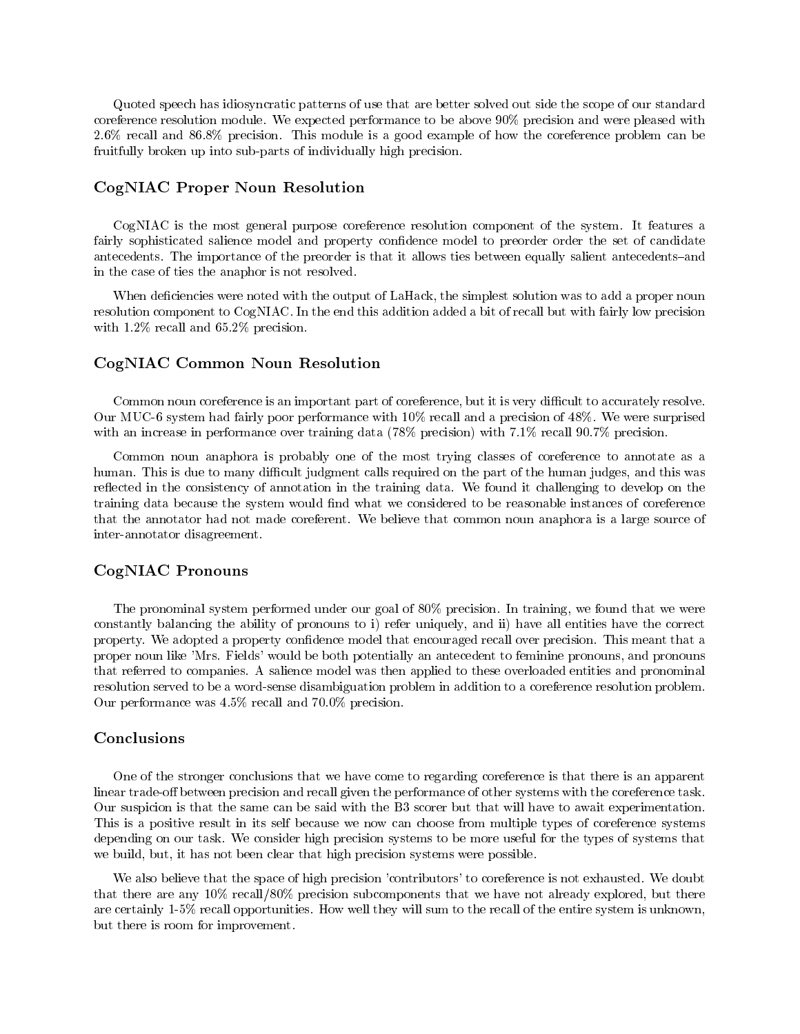Quoted speech has idiosyncratic patterns of use that are better solved out side the scope of our standard coreference resolution module. We expected performance to be above 90% precision and were pleased with 2.6% recall and 86.8% precision. This module is a good example of how the coreference problem can be fruitfully broken up into sub-parts of individually high precision.

### CogNIAC Proper Noun Resolution

CogNIAC is the most general purpose coreference resolution component of the system. It features a fairly sophisticated salience model and property confidence model to preorder order the set of candidate antecedents. The importance of the preorder is that it allows ties between equally salient antecedents–and in the case of ties the anaphor is not resolved.

When deficiencies were noted with the output of LaHack, the simplest solution was to add a proper noun resolution component to CogNIAC. In the end this addition added a bit of recall but with fairly low precision with 1.2% recall and 65.2% precision.

### CogNIAC Common Noun Resolution

Common noun coreference is an important part of coreference, but it is very difficult to accurately resolve. Our MUC-6 system had fairly poor performance with 10% recall and a precision of 48%. We were surprised with an increase in performance over training data (78% precision) with 7.1% recall 90.7% precision.

Common noun anaphora is probably one of the most trying classes of coreference to annotate as a human. This is due to many difficult judgment calls required on the part of the human judges, and this was reflected in the consistency of annotation in the training data. We found it challenging to develop on the training data because the system would find what we considered to be reasonable instances of coreference that the annotator had not made coreferent. We believe that common noun anaphora is a large source of inter-annotator disagreement.

### CogNIAC Pronouns

The pronominal system performed under our goal of 80% precision. In training, we found that we were constantly balancing the ability of pronouns to i) refer uniquely, and ii) have all entities have the correct property. We adopted a property confidence model that encouraged recall over precision. This meant that a proper noun like 'Mrs. Fields' would be both potentially an antecedent to feminine pronouns, and pronouns that referred to companies. A salience model was then applied to these overloaded entities and pronominal resolution served to be a word-sense disambiguation problem in addition to a coreference resolution problem. Our performance was 4.5% recall and 70.0% precision.

### Conclusions

One of the stronger conclusions that we have come to regarding coreference is that there is an apparent linear trade-off between precision and recall given the performance of other systems with the coreference task. Our suspicion is that the same can be said with the B3 scorer but that will have to await experimentation. This is a positive result in its self because we now can choose from multiple types of coreference systems depending on our task. We consider high precision systems to be more useful for the types of systems that we build, but, it has not been clear that high precision systems were possible.

We also believe that the space of high precision 'contributors' to coreference is not exhausted. We doubt that there are any 10% recall/80% precision subcomponents that we have not already explored, but there are certainly 1-5% recall opportunities. How well they will sum to the recall of the entire system is unknown, but there is room for improvement.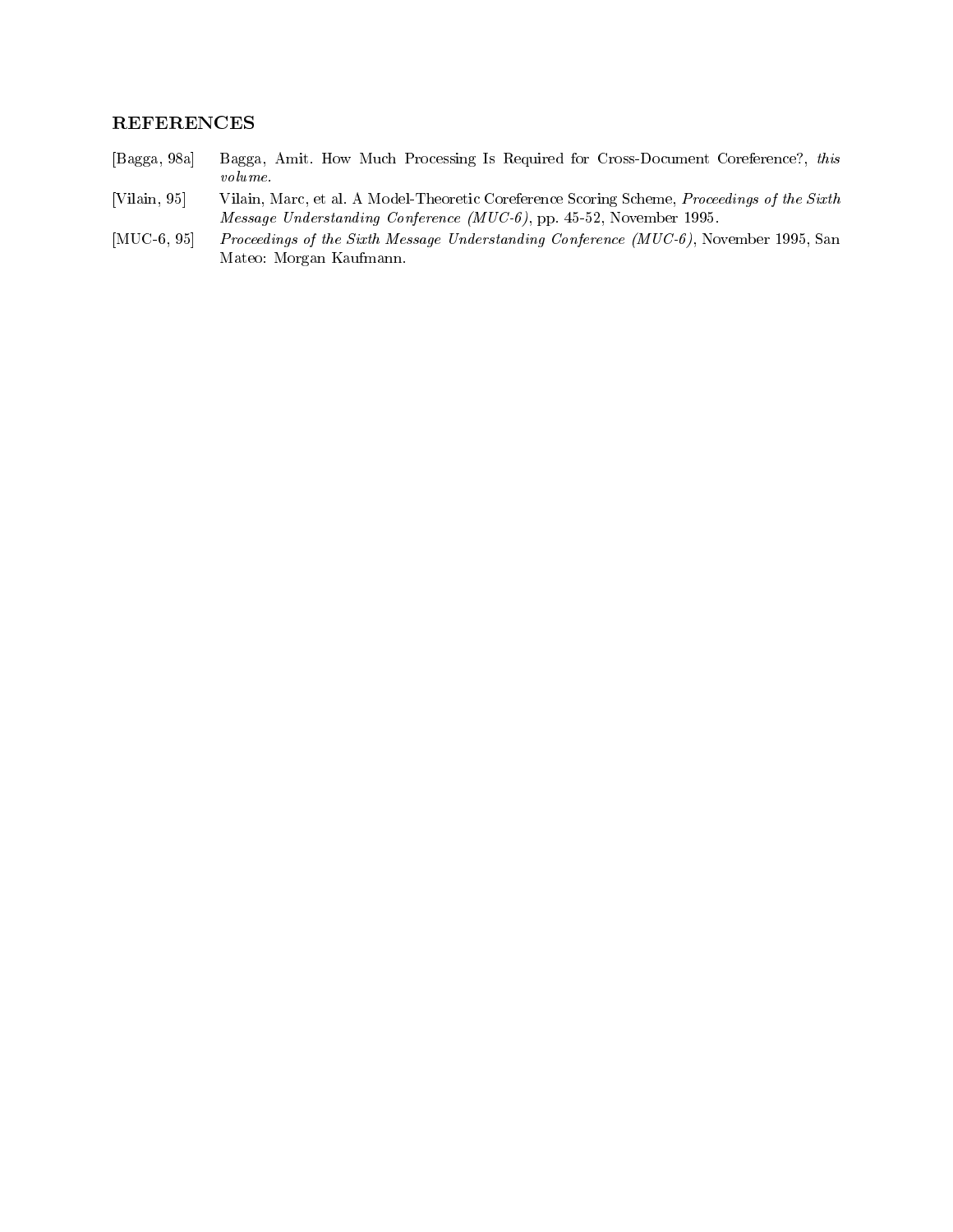## REFERENCES

[Bagga, 98a] Bagga, Amit. How Much Processing Is Required for Cross-Document Coreference?, *this volume.*

[Vilain, 95] Vilain, Marc, et al. A Model-Theoretic Coreference Scoring Scheme, *Proceedings of the Sixth Message Understanding Conference (MUC-6)*, pp. 45-52, November 1995.

[MUC-6, 95] *Proceedings of the Sixth Message Understanding Conference (MUC-6)*, November 1995, San Mateo: Morgan Kaufmann.